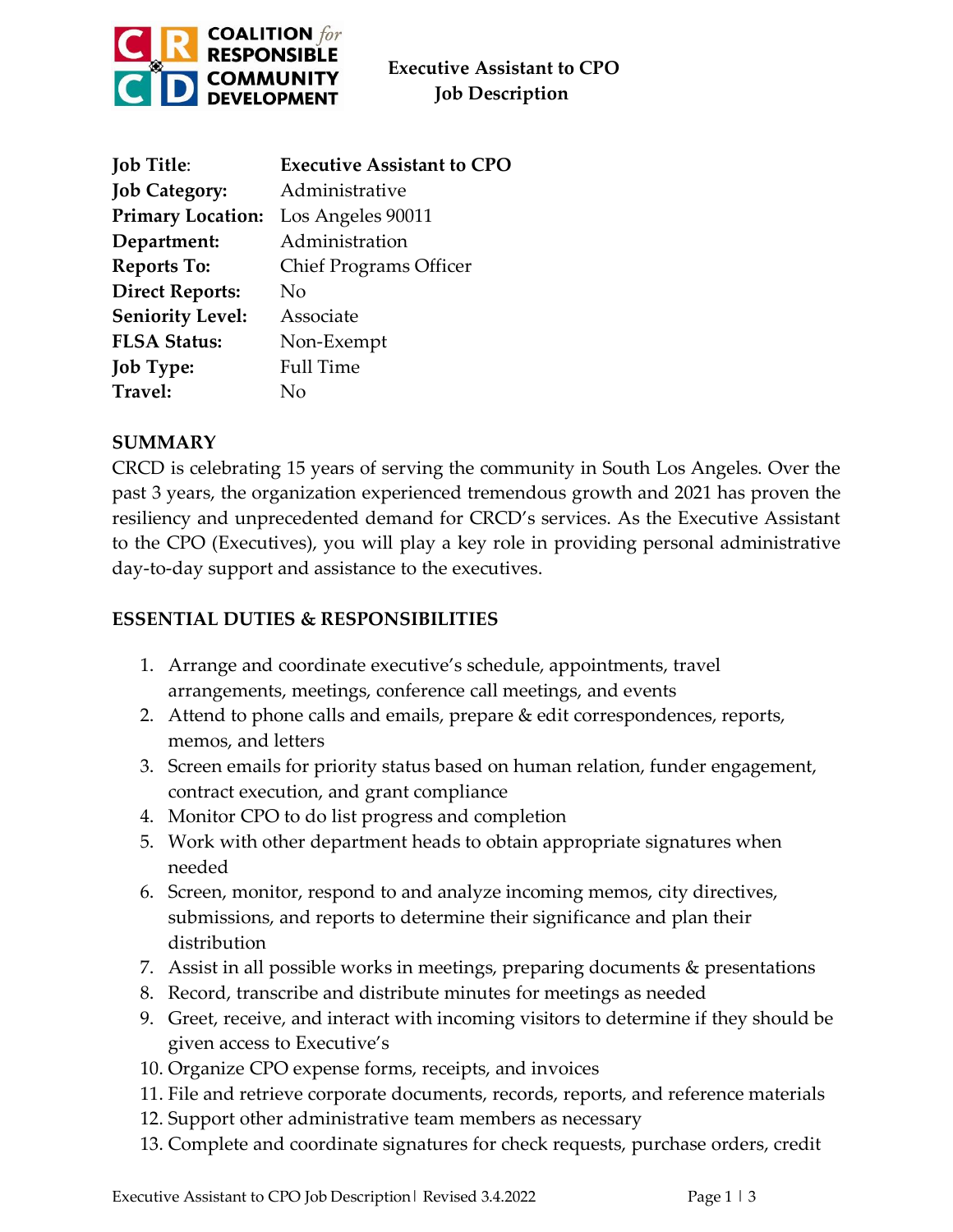# Executive Assistant to CPO Job Description

| | |
|---|---|
| **Job Title**: | **Executive Assistant to CPO** |
| **Job Category:** | Administrative |
| **Primary Location:** | Los Angeles 90011 |
| **Department:** | Administration |
| **Reports To:** | Chief Programs Officer |
| **Direct Reports:** | No |
| **Seniority Level:** | Associate |
| **FLSA Status:** | Non-Exempt |
| **Job Type:** | Full Time |
| **Travel:** | No |

## SUMMARY

CRCD is celebrating 15 years of serving the community in South Los Angeles. Over the past 3 years, the organization experienced tremendous growth and 2021 has proven the resiliency and unprecedented demand for CRCD's services. As the Executive Assistant to the CPO (Executives), you will play a key role in providing personal administrative day-to-day support and assistance to the executives.

## ESSENTIAL DUTIES & RESPONSIBILITIES

1. Arrange and coordinate executive's schedule, appointments, travel arrangements, meetings, conference call meetings, and events
2. Attend to phone calls and emails, prepare & edit correspondences, reports, memos, and letters
3. Screen emails for priority status based on human relation, funder engagement, contract execution, and grant compliance
4. Monitor CPO to do list progress and completion
5. Work with other department heads to obtain appropriate signatures when needed
6. Screen, monitor, respond to and analyze incoming memos, city directives, submissions, and reports to determine their significance and plan their distribution
7. Assist in all possible works in meetings, preparing documents & presentations
8. Record, transcribe and distribute minutes for meetings as needed
9. Greet, receive, and interact with incoming visitors to determine if they should be given access to Executive's
10. Organize CPO expense forms, receipts, and invoices
11. File and retrieve corporate documents, records, reports, and reference materials
12. Support other administrative team members as necessary
13. Complete and coordinate signatures for check requests, purchase orders, credit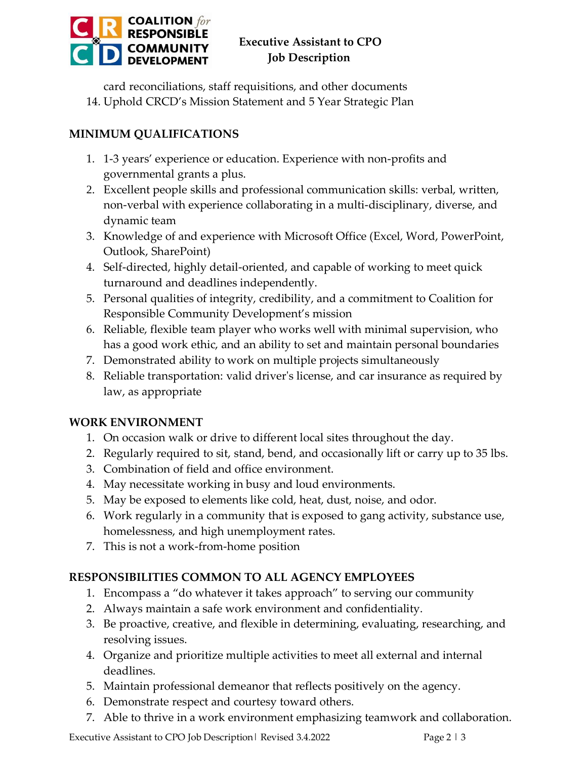card reconciliations, staff requisitions, and other documents

14. Uphold CRCD's Mission Statement and 5 Year Strategic Plan

## MINIMUM QUALIFICATIONS

1. 1-3 years' experience or education. Experience with non-profits and governmental grants a plus.
2. Excellent people skills and professional communication skills: verbal, written, non-verbal with experience collaborating in a multi-disciplinary, diverse, and dynamic team
3. Knowledge of and experience with Microsoft Office (Excel, Word, PowerPoint, Outlook, SharePoint)
4. Self-directed, highly detail-oriented, and capable of working to meet quick turnaround and deadlines independently.
5. Personal qualities of integrity, credibility, and a commitment to Coalition for Responsible Community Development's mission
6. Reliable, flexible team player who works well with minimal supervision, who has a good work ethic, and an ability to set and maintain personal boundaries
7. Demonstrated ability to work on multiple projects simultaneously
8. Reliable transportation: valid driver's license, and car insurance as required by law, as appropriate

## WORK ENVIRONMENT

1. On occasion walk or drive to different local sites throughout the day.
2. Regularly required to sit, stand, bend, and occasionally lift or carry up to 35 lbs.
3. Combination of field and office environment.
4. May necessitate working in busy and loud environments.
5. May be exposed to elements like cold, heat, dust, noise, and odor.
6. Work regularly in a community that is exposed to gang activity, substance use, homelessness, and high unemployment rates.
7. This is not a work-from-home position

## RESPONSIBILITIES COMMON TO ALL AGENCY EMPLOYEES

1. Encompass a "do whatever it takes approach" to serving our community
2. Always maintain a safe work environment and confidentiality.
3. Be proactive, creative, and flexible in determining, evaluating, researching, and resolving issues.
4. Organize and prioritize multiple activities to meet all external and internal deadlines.
5. Maintain professional demeanor that reflects positively on the agency.
6. Demonstrate respect and courtesy toward others.
7. Able to thrive in a work environment emphasizing teamwork and collaboration.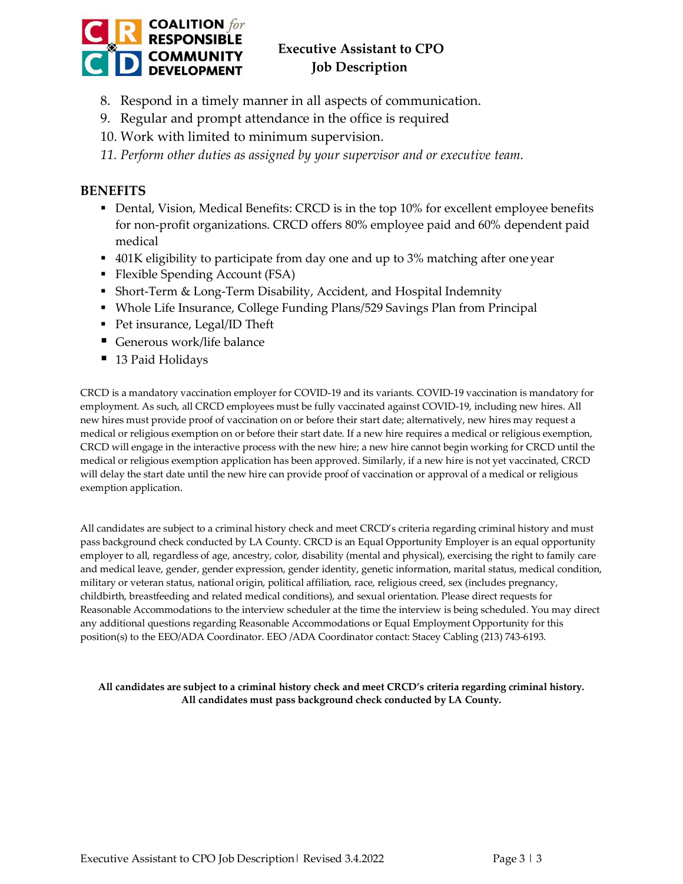8. Respond in a timely manner in all aspects of communication.
9. Regular and prompt attendance in the office is required
10. Work with limited to minimum supervision.
11. *Perform other duties as assigned by your supervisor and or executive team.*

## BENEFITS

- Dental, Vision, Medical Benefits: CRCD is in the top 10% for excellent employee benefits for non-profit organizations. CRCD offers 80% employee paid and 60% dependent paid medical
- 401K eligibility to participate from day one and up to 3% matching after one year
- Flexible Spending Account (FSA)
- Short-Term & Long-Term Disability, Accident, and Hospital Indemnity
- Whole Life Insurance, College Funding Plans/529 Savings Plan from Principal
- Pet insurance, Legal/ID Theft
- Generous work/life balance
- 13 Paid Holidays

CRCD is a mandatory vaccination employer for COVID-19 and its variants. COVID-19 vaccination is mandatory for employment. As such, all CRCD employees must be fully vaccinated against COVID-19, including new hires. All new hires must provide proof of vaccination on or before their start date; alternatively, new hires may request a medical or religious exemption on or before their start date. If a new hire requires a medical or religious exemption, CRCD will engage in the interactive process with the new hire; a new hire cannot begin working for CRCD until the medical or religious exemption application has been approved. Similarly, if a new hire is not yet vaccinated, CRCD will delay the start date until the new hire can provide proof of vaccination or approval of a medical or religious exemption application.

All candidates are subject to a criminal history check and meet CRCD's criteria regarding criminal history and must pass background check conducted by LA County. CRCD is an Equal Opportunity Employer is an equal opportunity employer to all, regardless of age, ancestry, color, disability (mental and physical), exercising the right to family care and medical leave, gender, gender expression, gender identity, genetic information, marital status, medical condition, military or veteran status, national origin, political affiliation, race, religious creed, sex (includes pregnancy, childbirth, breastfeeding and related medical conditions), and sexual orientation. Please direct requests for Reasonable Accommodations to the interview scheduler at the time the interview is being scheduled. You may direct any additional questions regarding Reasonable Accommodations or Equal Employment Opportunity for this position(s) to the EEO/ADA Coordinator. EEO /ADA Coordinator contact: Stacey Cabling (213) 743-6193.

**All candidates are subject to a criminal history check and meet CRCD's criteria regarding criminal history. All candidates must pass background check conducted by LA County.**